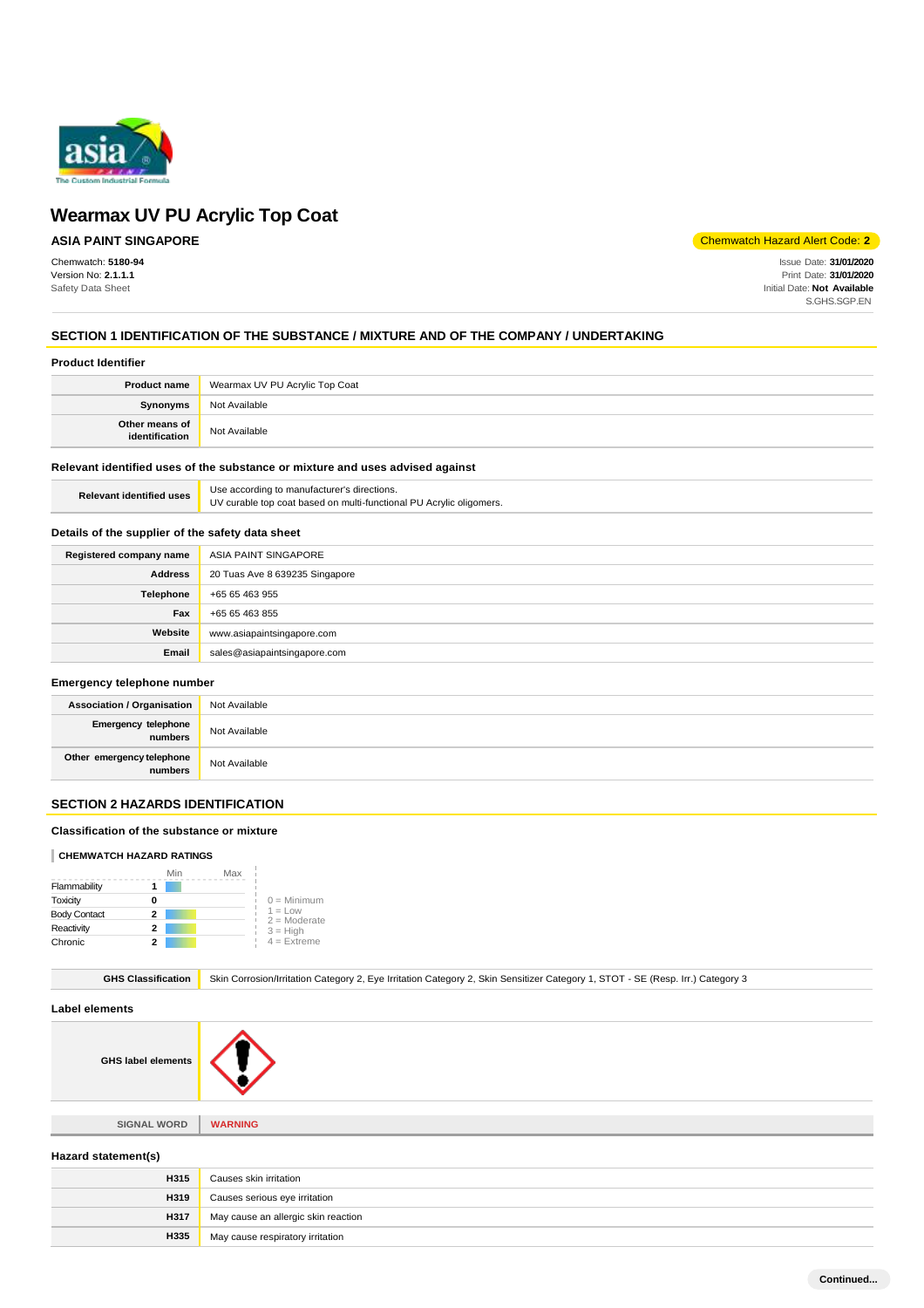# Wearmax UV PU Acrylic Top Coat

**ASIA PAINT SINGAPORE**

Chemwatch Hazard Alert Code: **2**

Chemwatch: **5180-94**
Version No: **2.1.1.1**
Safety Data Sheet

Issue Date: **31/01/2020**
Print Date: **31/01/2020**
Initial Date: **Not Available**
S.GHS.SGP.EN

## SECTION 1 IDENTIFICATION OF THE SUBSTANCE / MIXTURE AND OF THE COMPANY / UNDERTAKING

### Product Identifier

| | |
|---|---|
| **Product name** | Wearmax UV PU Acrylic Top Coat |
| **Synonyms** | Not Available |
| **Other means of identification** | Not Available |

### Relevant identified uses of the substance or mixture and uses advised against

| | |
|---|---|
| **Relevant identified uses** | Use according to manufacturer's directions.<br>UV curable top coat based on multi-functional PU Acrylic oligomers. |

### Details of the supplier of the safety data sheet

| | |
|---|---|
| **Registered company name** | ASIA PAINT SINGAPORE |
| **Address** | 20 Tuas Ave 8 639235 Singapore |
| **Telephone** | +65 65 463 955 |
| **Fax** | +65 65 463 855 |
| **Website** | www.asiapaintsingapore.com |
| **Email** | sales@asiapaintsingapore.com |

### Emergency telephone number

| | |
|---|---|
| **Association / Organisation** | Not Available |
| **Emergency telephone numbers** | Not Available |
| **Other emergency telephone numbers** | Not Available |

## SECTION 2 HAZARDS IDENTIFICATION

### Classification of the substance or mixture

**CHEMWATCH HAZARD RATINGS**

| | Rating |
|---|---|
| Flammability | 1 |
| Toxicity | 0 |
| Body Contact | 2 |
| Reactivity | 2 |
| Chronic | 2 |

0 = Minimum
1 = Low
2 = Moderate
3 = High
4 = Extreme

| | |
|---|---|
| **GHS Classification** | Skin Corrosion/Irritation Category 2, Eye Irritation Category 2, Skin Sensitizer Category 1, STOT - SE (Resp. Irr.) Category 3 |

### Label elements

| | |
|---|---|
| **GHS label elements** | |
| **SIGNAL WORD** | **WARNING** |

### Hazard statement(s)

| | |
|---|---|
| **H315** | Causes skin irritation |
| **H319** | Causes serious eye irritation |
| **H317** | May cause an allergic skin reaction |
| **H335** | May cause respiratory irritation |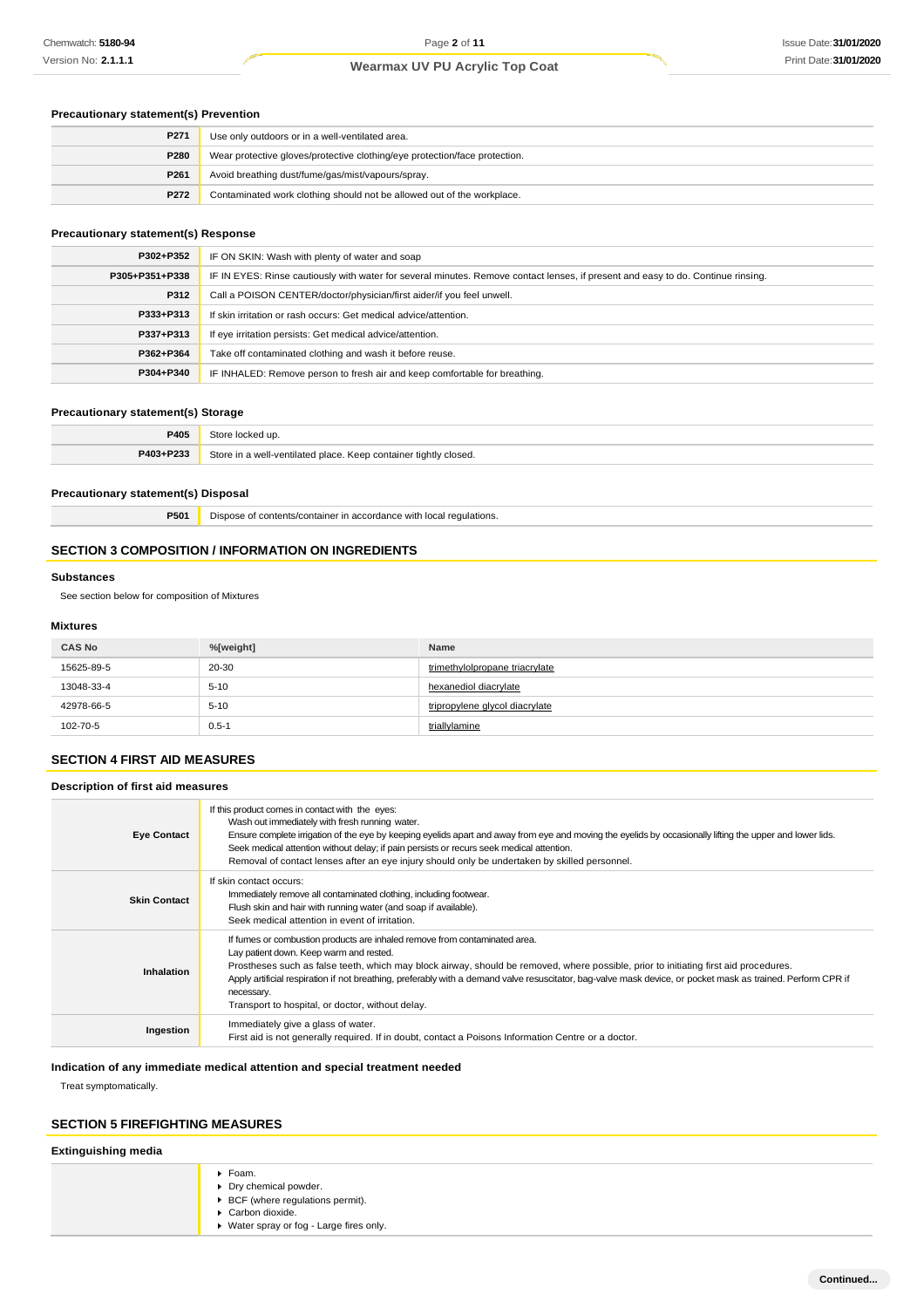### Precautionary statement(s) Prevention

| | |
|---|---|
| P271 | Use only outdoors or in a well-ventilated area. |
| P280 | Wear protective gloves/protective clothing/eye protection/face protection. |
| P261 | Avoid breathing dust/fume/gas/mist/vapours/spray. |
| P272 | Contaminated work clothing should not be allowed out of the workplace. |

### Precautionary statement(s) Response

| | |
|---|---|
| P302+P352 | IF ON SKIN: Wash with plenty of water and soap |
| P305+P351+P338 | IF IN EYES: Rinse cautiously with water for several minutes. Remove contact lenses, if present and easy to do. Continue rinsing. |
| P312 | Call a POISON CENTER/doctor/physician/first aider/if you feel unwell. |
| P333+P313 | If skin irritation or rash occurs: Get medical advice/attention. |
| P337+P313 | If eye irritation persists: Get medical advice/attention. |
| P362+P364 | Take off contaminated clothing and wash it before reuse. |
| P304+P340 | IF INHALED: Remove person to fresh air and keep comfortable for breathing. |

### Precautionary statement(s) Storage

| | |
|---|---|
| P405 | Store locked up. |
| P403+P233 | Store in a well-ventilated place. Keep container tightly closed. |

### Precautionary statement(s) Disposal

| | |
|---|---|
| P501 | Dispose of contents/container in accordance with local regulations. |

## SECTION 3 COMPOSITION / INFORMATION ON INGREDIENTS

### Substances

See section below for composition of Mixtures

### Mixtures

| CAS No | %[weight] | Name |
|---|---|---|
| 15625-89-5 | 20-30 | trimethylolpropane triacrylate |
| 13048-33-4 | 5-10 | hexanediol diacrylate |
| 42978-66-5 | 5-10 | tripropylene glycol diacrylate |
| 102-70-5 | 0.5-1 | triallylamine |

## SECTION 4 FIRST AID MEASURES

### Description of first aid measures

| | |
|---|---|
| **Eye Contact** | If this product comes in contact with the eyes:<br>Wash out immediately with fresh running water.<br>Ensure complete irrigation of the eye by keeping eyelids apart and away from eye and moving the eyelids by occasionally lifting the upper and lower lids.<br>Seek medical attention without delay; if pain persists or recurs seek medical attention.<br>Removal of contact lenses after an eye injury should only be undertaken by skilled personnel. |
| **Skin Contact** | If skin contact occurs:<br>Immediately remove all contaminated clothing, including footwear.<br>Flush skin and hair with running water (and soap if available).<br>Seek medical attention in event of irritation. |
| **Inhalation** | If fumes or combustion products are inhaled remove from contaminated area.<br>Lay patient down. Keep warm and rested.<br>Prostheses such as false teeth, which may block airway, should be removed, where possible, prior to initiating first aid procedures.<br>Apply artificial respiration if not breathing, preferably with a demand valve resuscitator, bag-valve mask device, or pocket mask as trained. Perform CPR if necessary.<br>Transport to hospital, or doctor, without delay. |
| **Ingestion** | Immediately give a glass of water.<br>First aid is not generally required. If in doubt, contact a Poisons Information Centre or a doctor. |

### Indication of any immediate medical attention and special treatment needed

Treat symptomatically.

## SECTION 5 FIREFIGHTING MEASURES

### Extinguishing media

- Foam.
- Dry chemical powder.
- BCF (where regulations permit).
- Carbon dioxide.
- Water spray or fog - Large fires only.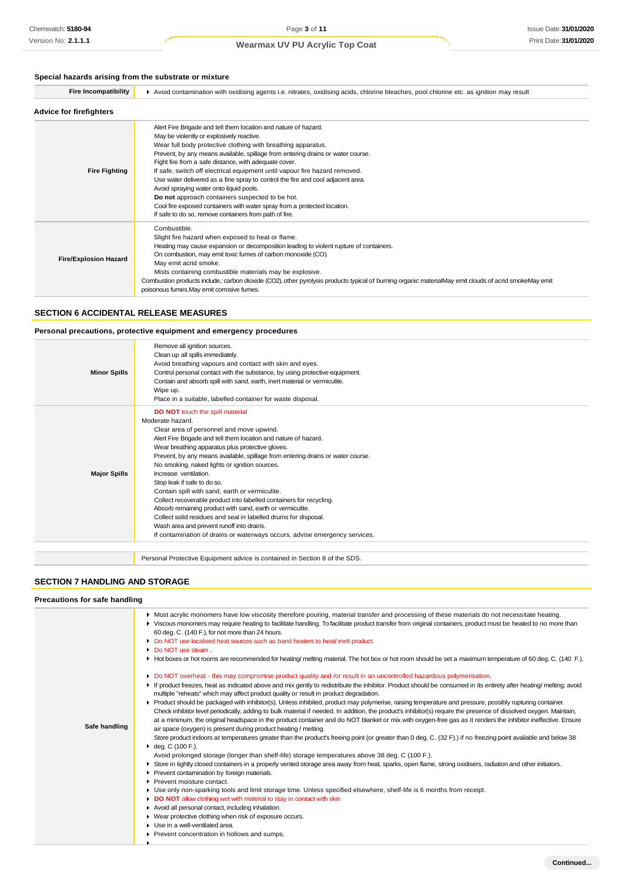### Special hazards arising from the substrate or mixture

| Fire Incompatibility | ▸ Avoid contamination with oxidising agents i.e. nitrates, oxidising acids, chlorine bleaches, pool chlorine etc. as ignition may result |
|---|---|

### Advice for firefighters

| | |
|---|---|
| Fire Fighting | Alert Fire Brigade and tell them location and nature of hazard.<br>May be violently or explosively reactive.<br>Wear full body protective clothing with breathing apparatus.<br>Prevent, by any means available, spillage from entering drains or water course.<br>Fight fire from a safe distance, with adequate cover.<br>If safe, switch off electrical equipment until vapour fire hazard removed.<br>Use water delivered as a fine spray to control the fire and cool adjacent area.<br>Avoid spraying water onto liquid pools.<br>**Do not** approach containers suspected to be hot.<br>Cool fire exposed containers with water spray from a protected location.<br>If safe to do so, remove containers from path of fire. |
| Fire/Explosion Hazard | Combustible.<br>Slight fire hazard when exposed to heat or flame.<br>Heating may cause expansion or decomposition leading to violent rupture of containers.<br>On combustion, may emit toxic fumes of carbon monoxide (CO).<br>May emit acrid smoke.<br>Mists containing combustible materials may be explosive.<br>Combustion products include,: carbon dioxide (CO2), other pyrolysis products typical of burning organic materialMay emit clouds of acrid smokeMay emit poisonous fumes.May emit corrosive fumes. |

## SECTION 6 ACCIDENTAL RELEASE MEASURES

### Personal precautions, protective equipment and emergency procedures

| | |
|---|---|
| Minor Spills | Remove all ignition sources.<br>Clean up all spills immediately.<br>Avoid breathing vapours and contact with skin and eyes.<br>Control personal contact with the substance, by using protective equipment.<br>Contain and absorb spill with sand, earth, inert material or vermiculite.<br>Wipe up.<br>Place in a suitable, labelled container for waste disposal. |
| Major Spills | **DO NOT** touch the spill material<br>Moderate hazard.<br>Clear area of personnel and move upwind.<br>Alert Fire Brigade and tell them location and nature of hazard.<br>Wear breathing apparatus plus protective gloves.<br>Prevent, by any means available, spillage from entering drains or water course.<br>No smoking, naked lights or ignition sources.<br>Increase ventilation.<br>Stop leak if safe to do so.<br>Contain spill with sand, earth or vermiculite.<br>Collect recoverable product into labelled containers for recycling.<br>Absorb remaining product with sand, earth or vermiculite.<br>Collect solid residues and seal in labelled drums for disposal.<br>Wash area and prevent runoff into drains.<br>If contamination of drains or waterways occurs, advise emergency services. |

Personal Protective Equipment advice is contained in Section 8 of the SDS.

## SECTION 7 HANDLING AND STORAGE

### Precautions for safe handling

| | |
|---|---|
| Safe handling | ▸ Most acrylic monomers have low viscosity therefore pouring, material transfer and processing of these materials do not necessitate heating.<br>▸ Viscous monomers may require heating to facilitate handling. To facilitate product transfer from original containers, product must be heated to no more than 60 deg. C. (140 F.), for not more than 24 hours.<br>▸ Do NOT use localised heat sources such as band heaters to heat/ melt product.<br>▸ Do NOT use steam .<br>▸ Hot boxes or hot rooms are recommended for heating/ melting material. The hot box or hot room should be set a maximum temperature of 60 deg. C. (140 F.).<br>▸ Do NOT overheat - this may compromise product quality and /or result in an uncontrolled hazardous polymerisation.<br>▸ If product freezes, heat as indicated above and mix gently to redistribute the inhibitor. Product should be consumed in its entirety after heating/ melting; avoid multiple "reheats" which may affect product quality or result in product degradation.<br>▸ Product should be packaged with inhibitor(s). Unless inhibited, product may polymerise, raising temperature and pressure, possibly rupturing container. Check inhibitor level periodically, adding to bulk material if needed. In addition, the product's inhibitor(s) require the presence of dissolved oxygen. Maintain, at a minimum, the original headspace in the product container and do NOT blanket or mix with oxygen-free gas as it renders the inhibitor ineffective. Ensure air space (oxygen) is present during product heating / melting.<br>Store product indoors at temperatures greater than the product's freeing point (or greater than 0 deg. C. (32 F.) if no freezing point available and below 38<br>▸ deg. C (100 F.).<br>Avoid prolonged storage (longer than shelf-life) storage temperatures above 38 deg. C (100 F.).<br>▸ Store in tightly closed containers in a properly vented storage area away from heat, sparks, open flame, strong oxidisers, radiation and other initiators.<br>▸ Prevent contamination by foreign materials.<br>▸ Prevent moisture contact.<br>▸ Use only non-sparking tools and limit storage time. Unless specified elsewhere, shelf-life is 6 months from receipt.<br>▸ **DO NOT** allow clothing wet with material to stay in contact with skin<br>▸ Avoid all personal contact, including inhalation.<br>▸ Wear protective clothing when risk of exposure occurs.<br>▸ Use in a well-ventilated area.<br>▸ Prevent concentration in hollows and sumps.<br>▸ |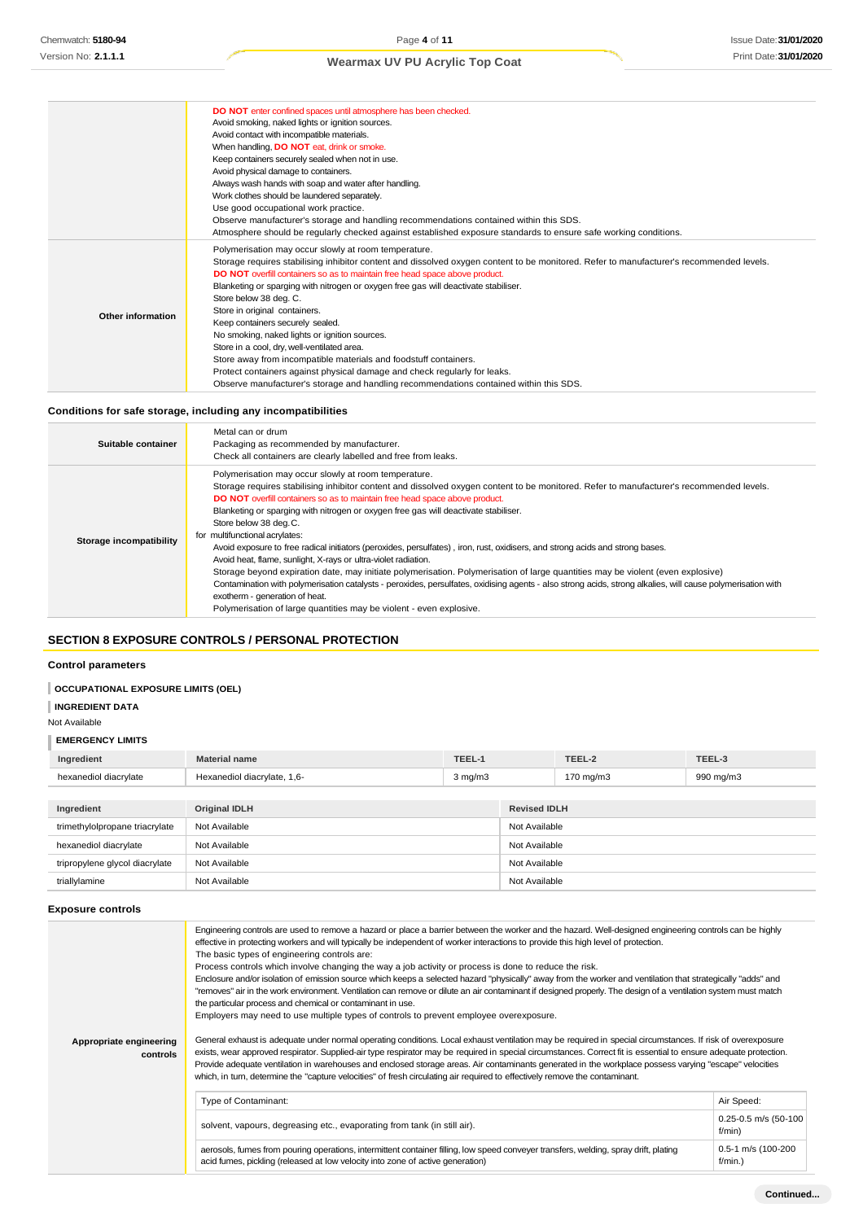| | |
|---|---|
| | **DO NOT** enter confined spaces until atmosphere has been checked.<br>Avoid smoking, naked lights or ignition sources.<br>Avoid contact with incompatible materials.<br>When handling, **DO NOT** eat, drink or smoke.<br>Keep containers securely sealed when not in use.<br>Avoid physical damage to containers.<br>Always wash hands with soap and water after handling.<br>Work clothes should be laundered separately.<br>Use good occupational work practice.<br>Observe manufacturer's storage and handling recommendations contained within this SDS.<br>Atmosphere should be regularly checked against established exposure standards to ensure safe working conditions. |
| **Other information** | Polymerisation may occur slowly at room temperature.<br>Storage requires stabilising inhibitor content and dissolved oxygen content to be monitored. Refer to manufacturer's recommended levels.<br>**DO NOT** overfill containers so as to maintain free head space above product.<br>Blanketing or sparging with nitrogen or oxygen free gas will deactivate stabiliser.<br>Store below 38 deg. C.<br>Store in original containers.<br>Keep containers securely sealed.<br>No smoking, naked lights or ignition sources.<br>Store in a cool, dry, well-ventilated area.<br>Store away from incompatible materials and foodstuff containers.<br>Protect containers against physical damage and check regularly for leaks.<br>Observe manufacturer's storage and handling recommendations contained within this SDS. |

### Conditions for safe storage, including any incompatibilities

| | |
|---|---|
| **Suitable container** | Metal can or drum<br>Packaging as recommended by manufacturer.<br>Check all containers are clearly labelled and free from leaks. |
| **Storage incompatibility** | Polymerisation may occur slowly at room temperature.<br>Storage requires stabilising inhibitor content and dissolved oxygen content to be monitored. Refer to manufacturer's recommended levels.<br>**DO NOT** overfill containers so as to maintain free head space above product.<br>Blanketing or sparging with nitrogen or oxygen free gas will deactivate stabiliser.<br>Store below 38 deg. C.<br>for multifunctional acrylates:<br>Avoid exposure to free radical initiators (peroxides, persulfates) , iron, rust, oxidisers, and strong acids and strong bases.<br>Avoid heat, flame, sunlight, X-rays or ultra-violet radiation.<br>Storage beyond expiration date, may initiate polymerisation. Polymerisation of large quantities may be violent (even explosive)<br>Contamination with polymerisation catalysts - peroxides, persulfates, oxidising agents - also strong acids, strong alkalies, will cause polymerisation with exotherm - generation of heat.<br>Polymerisation of large quantities may be violent - even explosive. |

## SECTION 8 EXPOSURE CONTROLS / PERSONAL PROTECTION

### Control parameters

#### OCCUPATIONAL EXPOSURE LIMITS (OEL)

#### INGREDIENT DATA

Not Available

#### EMERGENCY LIMITS

| Ingredient | Material name | TEEL-1 | TEEL-2 | TEEL-3 |
|---|---|---|---|---|
| hexanediol diacrylate | Hexanediol diacrylate, 1,6- | 3 mg/m3 | 170 mg/m3 | 990 mg/m3 |

| Ingredient | Original IDLH | Revised IDLH |
|---|---|---|
| trimethylolpropane triacrylate | Not Available | Not Available |
| hexanediol diacrylate | Not Available | Not Available |
| tripropylene glycol diacrylate | Not Available | Not Available |
| triallylamine | Not Available | Not Available |

### Exposure controls

**Appropriate engineering controls**

Engineering controls are used to remove a hazard or place a barrier between the worker and the hazard. Well-designed engineering controls can be highly effective in protecting workers and will typically be independent of worker interactions to provide this high level of protection.
The basic types of engineering controls are:
Process controls which involve changing the way a job activity or process is done to reduce the risk.
Enclosure and/or isolation of emission source which keeps a selected hazard "physically" away from the worker and ventilation that strategically "adds" and "removes" air in the work environment. Ventilation can remove or dilute an air contaminant if designed properly. The design of a ventilation system must match the particular process and chemical or contaminant in use.
Employers may need to use multiple types of controls to prevent employee overexposure.

General exhaust is adequate under normal operating conditions. Local exhaust ventilation may be required in special circumstances. If risk of overexposure exists, wear approved respirator. Supplied-air type respirator may be required in special circumstances. Correct fit is essential to ensure adequate protection. Provide adequate ventilation in warehouses and enclosed storage areas. Air contaminants generated in the workplace possess varying "escape" velocities which, in turn, determine the "capture velocities" of fresh circulating air required to effectively remove the contaminant.

| Type of Contaminant: | Air Speed: |
|---|---|
| solvent, vapours, degreasing etc., evaporating from tank (in still air). | 0.25-0.5 m/s (50-100 f/min) |
| aerosols, fumes from pouring operations, intermittent container filling, low speed conveyer transfers, welding, spray drift, plating acid fumes, pickling (released at low velocity into zone of active generation) | 0.5-1 m/s (100-200 f/min.) |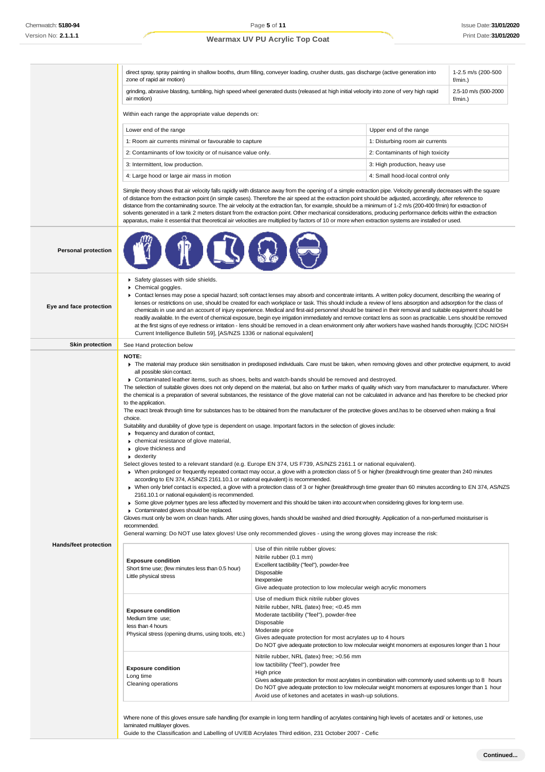| | |
|---|---|
| direct spray, spray painting in shallow booths, drum filling, conveyer loading, crusher dusts, gas discharge (active generation into zone of rapid air motion) | 1-2.5 m/s (200-500 f/min.) |
| grinding, abrasive blasting, tumbling, high speed wheel generated dusts (released at high initial velocity into zone of very high rapid air motion) | 2.5-10 m/s (500-2000 f/min.) |

Within each range the appropriate value depends on:

| Lower end of the range | Upper end of the range |
|---|---|
| 1: Room air currents minimal or favourable to capture | 1: Disturbing room air currents |
| 2: Contaminants of low toxicity or of nuisance value only. | 2: Contaminants of high toxicity |
| 3: Intermittent, low production. | 3: High production, heavy use |
| 4: Large hood or large air mass in motion | 4: Small hood-local control only |

Simple theory shows that air velocity falls rapidly with distance away from the opening of a simple extraction pipe. Velocity generally decreases with the square of distance from the extraction point (in simple cases). Therefore the air speed at the extraction point should be adjusted, accordingly, after reference to distance from the contaminating source. The air velocity at the extraction fan, for example, should be a minimum of 1-2 m/s (200-400 f/min) for extraction of solvents generated in a tank 2 meters distant from the extraction point. Other mechanical considerations, producing performance deficits within the extraction apparatus, make it essential that theoretical air velocities are multiplied by factors of 10 or more when extraction systems are installed or used.

**Personal protection**

**Eye and face protection**

- Safety glasses with side shields.
- Chemical goggles.
- Contact lenses may pose a special hazard; soft contact lenses may absorb and concentrate irritants. A written policy document, describing the wearing of lenses or restrictions on use, should be created for each workplace or task. This should include a review of lens absorption and adsorption for the class of chemicals in use and an account of injury experience. Medical and first-aid personnel should be trained in their removal and suitable equipment should be readily available. In the event of chemical exposure, begin eye irrigation immediately and remove contact lens as soon as practicable. Lens should be removed at the first signs of eye redness or irritation - lens should be removed in a clean environment only after workers have washed hands thoroughly. [CDC NIOSH Current Intelligence Bulletin 59], [AS/NZS 1336 or national equivalent]

**Skin protection**

See Hand protection below

**Hands/feet protection**

**NOTE:**

- The material may produce skin sensitisation in predisposed individuals. Care must be taken, when removing gloves and other protective equipment, to avoid all possible skin contact.
- Contaminated leather items, such as shoes, belts and watch-bands should be removed and destroyed.

The selection of suitable gloves does not only depend on the material, but also on further marks of quality which vary from manufacturer to manufacturer. Where the chemical is a preparation of several substances, the resistance of the glove material can not be calculated in advance and has therefore to be checked prior to the application.

The exact break through time for substances has to be obtained from the manufacturer of the protective gloves and.has to be observed when making a final choice.

Suitability and durability of glove type is dependent on usage. Important factors in the selection of gloves include:

- frequency and duration of contact,
- chemical resistance of glove material,
- glove thickness and
- dexterity

Select gloves tested to a relevant standard (e.g. Europe EN 374, US F739, AS/NZS 2161.1 or national equivalent).

- When prolonged or frequently repeated contact may occur, a glove with a protection class of 5 or higher (breakthrough time greater than 240 minutes according to EN 374, AS/NZS 2161.10.1 or national equivalent) is recommended.
- When only brief contact is expected, a glove with a protection class of 3 or higher (breakthrough time greater than 60 minutes according to EN 374, AS/NZS 2161.10.1 or national equivalent) is recommended.
- Some glove polymer types are less affected by movement and this should be taken into account when considering gloves for long-term use.
- Contaminated gloves should be replaced.

Gloves must only be worn on clean hands. After using gloves, hands should be washed and dried thoroughly. Application of a non-perfumed moisturiser is recommended.

General warning: Do NOT use latex gloves! Use only recommended gloves - using the wrong gloves may increase the risk:

| | |
|---|---|
| **Exposure condition**<br>Short time use; (few minutes less than 0.5 hour)<br>Little physical stress | Use of thin nitrile rubber gloves:<br>Nitrile rubber (0.1 mm)<br>Excellent tactibility ("feel"), powder-free<br>Disposable<br>Inexpensive<br>Give adequate protection to low molecular weigh acrylic monomers |
| **Exposure condition**<br>Medium time use;<br>less than 4 hours<br>Physical stress (opening drums, using tools, etc.) | Use of medium thick nitrile rubber gloves<br>Nitrile rubber, NRL (latex) free; <0.45 mm<br>Moderate tactibility ("feel"), powder-free<br>Disposable<br>Moderate price<br>Gives adequate protection for most acrylates up to 4 hours<br>Do NOT give adequate protection to low molecular weight monomers at exposures longer than 1 hour |
| **Exposure condition**<br>Long time<br>Cleaning operations | Nitrile rubber, NRL (latex) free; >0.56 mm<br>low tactibility ("feel"), powder free<br>High price<br>Gives adequate protection for most acrylates in combination with commonly used solvents up to 8 hours<br>Do NOT give adequate protection to low molecular weight monomers at exposures longer than 1 hour<br>Avoid use of ketones and acetates in wash-up solutions. |

Where none of this gloves ensure safe handling (for example in long term handling of acrylates containing high levels of acetates and/ or ketones, use laminated multilayer gloves.

Guide to the Classification and Labelling of UV/EB Acrylates Third edition, 231 October 2007 - Cefic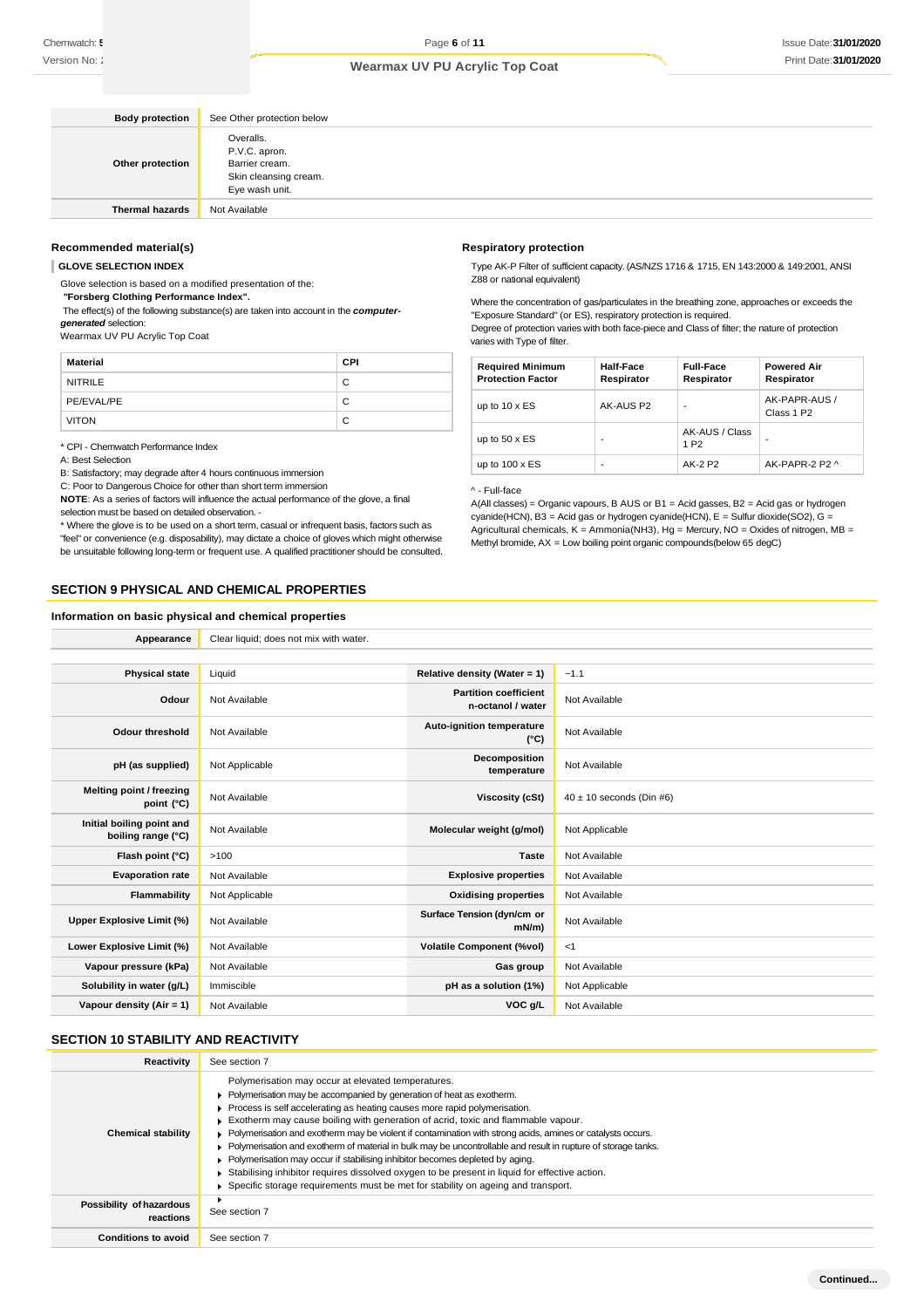| | |
|---|---|
| **Body protection** | See Other protection below |
| **Other protection** | Overalls.<br>P.V.C. apron.<br>Barrier cream.<br>Skin cleansing cream.<br>Eye wash unit. |
| **Thermal hazards** | Not Available |

### Recommended material(s)

**GLOVE SELECTION INDEX**

Glove selection is based on a modified presentation of the:
**"Forsberg Clothing Performance Index".**
The effect(s) of the following substance(s) are taken into account in the ***computer-generated*** selection:
Wearmax UV PU Acrylic Top Coat

| Material | CPI |
|---|---|
| NITRILE | C |
| PE/EVAL/PE | C |
| VITON | C |

\* CPI - Chemwatch Performance Index
A: Best Selection
B: Satisfactory; may degrade after 4 hours continuous immersion
C: Poor to Dangerous Choice for other than short term immersion
**NOTE**: As a series of factors will influence the actual performance of the glove, a final selection must be based on detailed observation. -
\* Where the glove is to be used on a short term, casual or infrequent basis, factors such as "feel" or convenience (e.g. disposability), may dictate a choice of gloves which might otherwise be unsuitable following long-term or frequent use. A qualified practitioner should be consulted.

### Respiratory protection

Type AK-P Filter of sufficient capacity. (AS/NZS 1716 & 1715, EN 143:2000 & 149:2001, ANSI Z88 or national equivalent)

Where the concentration of gas/particulates in the breathing zone, approaches or exceeds the "Exposure Standard" (or ES), respiratory protection is required.
Degree of protection varies with both face-piece and Class of filter; the nature of protection varies with Type of filter.

| Required Minimum Protection Factor | Half-Face Respirator | Full-Face Respirator | Powered Air Respirator |
|---|---|---|---|
| up to 10 x ES | AK-AUS P2 | - | AK-PAPR-AUS / Class 1 P2 |
| up to 50 x ES | - | AK-AUS / Class 1 P2 | - |
| up to 100 x ES | - | AK-2 P2 | AK-PAPR-2 P2 ^ |

^ - Full-face

A(All classes) = Organic vapours, B AUS or B1 = Acid gasses, B2 = Acid gas or hydrogen cyanide(HCN), B3 = Acid gas or hydrogen cyanide(HCN), E = Sulfur dioxide($SO_2$), G = Agricultural chemicals, K = Ammonia($NH_3$), Hg = Mercury, NO = Oxides of nitrogen, MB = Methyl bromide, AX = Low boiling point organic compounds(below 65 degC)

## SECTION 9 PHYSICAL AND CHEMICAL PROPERTIES

### Information on basic physical and chemical properties

| | |
|---|---|
| **Appearance** | Clear liquid; does not mix with water. |

| | | | |
|---|---|---|---|
| **Physical state** | Liquid | **Relative density (Water = 1)** | ~1.1 |
| **Odour** | Not Available | **Partition coefficient n-octanol / water** | Not Available |
| **Odour threshold** | Not Available | **Auto-ignition temperature (°C)** | Not Available |
| **pH (as supplied)** | Not Applicable | **Decomposition temperature** | Not Available |
| **Melting point / freezing point (°C)** | Not Available | **Viscosity (cSt)** | 40 ± 10 seconds (Din #6) |
| **Initial boiling point and boiling range (°C)** | Not Available | **Molecular weight (g/mol)** | Not Applicable |
| **Flash point (°C)** | >100 | **Taste** | Not Available |
| **Evaporation rate** | Not Available | **Explosive properties** | Not Available |
| **Flammability** | Not Applicable | **Oxidising properties** | Not Available |
| **Upper Explosive Limit (%)** | Not Available | **Surface Tension (dyn/cm or mN/m)** | Not Available |
| **Lower Explosive Limit (%)** | Not Available | **Volatile Component (%vol)** | <1 |
| **Vapour pressure (kPa)** | Not Available | **Gas group** | Not Available |
| **Solubility in water (g/L)** | Immiscible | **pH as a solution (1%)** | Not Applicable |
| **Vapour density (Air = 1)** | Not Available | **VOC g/L** | Not Available |

## SECTION 10 STABILITY AND REACTIVITY

| | |
|---|---|
| **Reactivity** | See section 7 |
| **Chemical stability** | Polymerisation may occur at elevated temperatures.<br>▶ Polymerisation may be accompanied by generation of heat as exotherm.<br>▶ Process is self accelerating as heating causes more rapid polymerisation.<br>▶ Exotherm may cause boiling with generation of acrid, toxic and flammable vapour.<br>▶ Polymerisation and exotherm may be violent if contamination with strong acids, amines or catalysts occurs.<br>▶ Polymerisation and exotherm of material in bulk may be uncontrollable and result in rupture of storage tanks.<br>▶ Polymerisation may occur if stabilising inhibitor becomes depleted by aging.<br>▶ Stabilising inhibitor requires dissolved oxygen to be present in liquid for effective action.<br>▶ Specific storage requirements must be met for stability on ageing and transport. |
| **Possibility of hazardous reactions** | ▶<br>See section 7 |
| **Conditions to avoid** | See section 7 |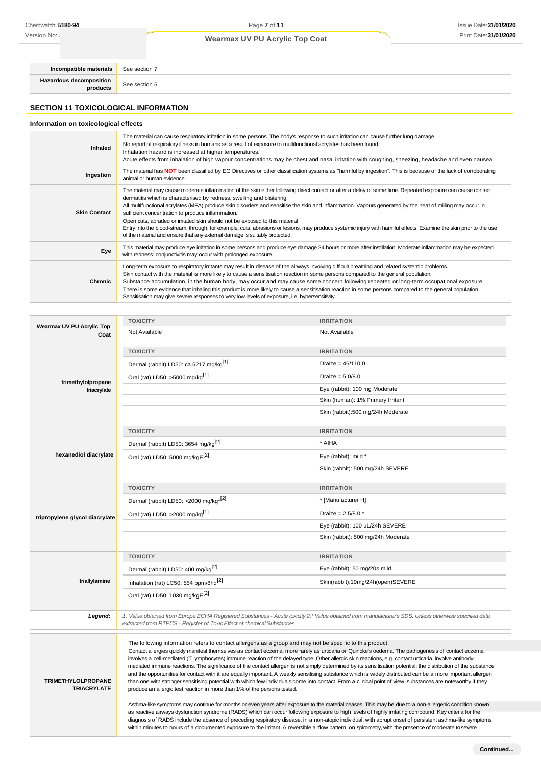| | |
|---|---|
| **Incompatible materials** | See section 7 |
| **Hazardous decomposition products** | See section 5 |

## SECTION 11 TOXICOLOGICAL INFORMATION

### Information on toxicological effects

| | |
|---|---|
| **Inhaled** | The material can cause respiratory irritation in some persons. The body's response to such irritation can cause further lung damage.<br>No report of respiratory illness in humans as a result of exposure to multifunctional acrylates has been found.<br>Inhalation hazard is increased at higher temperatures.<br>Acute effects from inhalation of high vapour concentrations may be chest and nasal irritation with coughing, sneezing, headache and even nausea. |
| **Ingestion** | The material has **NOT** been classified by EC Directives or other classification systems as "harmful by ingestion". This is because of the lack of corroborating animal or human evidence. |
| **Skin Contact** | The material may cause moderate inflammation of the skin either following direct contact or after a delay of some time. Repeated exposure can cause contact dermatitis which is characterised by redness, swelling and blistering.<br>All multifunctional acrylates (MFA) produce skin disorders and sensitise the skin and inflammation. Vapours generated by the heat of milling may occur in sufficient concentration to produce inflammation.<br>Open cuts, abraded or irritated skin should not be exposed to this material<br>Entry into the blood-stream, through, for example, cuts, abrasions or lesions, may produce systemic injury with harmful effects. Examine the skin prior to the use of the material and ensure that any external damage is suitably protected. |
| **Eye** | This material may produce eye irritation in some persons and produce eye damage 24 hours or more after instillation. Moderate inflammation may be expected with redness; conjunctivitis may occur with prolonged exposure. |
| **Chronic** | Long-term exposure to respiratory irritants may result in disease of the airways involving difficult breathing and related systemic problems.<br>Skin contact with the material is more likely to cause a sensitisation reaction in some persons compared to the general population.<br>Substance accumulation, in the human body, may occur and may cause some concern following repeated or long-term occupational exposure.<br>There is some evidence that inhaling this product is more likely to cause a sensitisation reaction in some persons compared to the general population.<br>Sensitisation may give severe responses to very low levels of exposure, i.e. hypersensitivity. |

| | TOXICITY | IRRITATION |
|---|---|---|
| **Wearmax UV PU Acrylic Top Coat** | Not Available | Not Available |
| **trimethylolpropane triacrylate** | Dermal (rabbit) LD50: ca.5217 mg/kg[1] | Draize = 46/110.0 |
| | Oral (rat) LD50: >5000 mg/kg[1] | Draize = 5.0/8.0 |
| | | Eye (rabbit): 100 mg Moderate |
| | | Skin (human): 1% Primary Irritant |
| | | Skin (rabbit):500 mg/24h Moderate |
| **hexanediol diacrylate** | Dermal (rabbit) LD50: 3654 mg/kg[2] | * AIHA |
| | Oral (rat) LD50: 5000 mg/kgE[2] | Eye (rabbit): mild * |
| | | Skin (rabbit): 500 mg/24h SEVERE |
| **tripropylene glycol diacrylate** | Dermal (rabbit) LD50: >2000 mg/kg[2] | * [Manufacturer H] |
| | Oral (rat) LD50: >2000 mg/kg[1] | Draize = 2.5/8.0 * |
| | | Eye (rabbit): 100 uL/24h SEVERE |
| | | Skin (rabbit): 500 mg/24h Moderate |
| **triallylamine** | Dermal (rabbit) LD50: 400 mg/kg[2] | Eye (rabbit): 50 mg/20s mild |
| | Inhalation (rat) LC50: 554 ppm/8hd[2] | Skin(rabbit):10mg/24h(open)SEVERE |
| | Oral (rat) LD50: 1030 mg/kgE[2] | |
| ***Legend:*** | *1. Value obtained from Europe ECHA Registered Substances - Acute toxicity 2.\* Value obtained from manufacturer's SDS. Unless otherwise specified data extracted from RTECS - Register of Toxic Effect of chemical Substances* | |

| | |
|---|---|
| **TRIMETHYLOLPROPANE TRIACRYLATE** | The following information refers to contact allergens as a group and may not be specific to this product.<br>Contact allergies quickly manifest themselves as contact eczema, more rarely as urticaria or Quincke's oedema. The pathogenesis of contact eczema involves a cell-mediated (T lymphocytes) immune reaction of the delayed type. Other allergic skin reactions, e.g. contact urticaria, involve antibody-mediated immune reactions. The significance of the contact allergen is not simply determined by its sensitisation potential: the distribution of the substance and the opportunities for contact with it are equally important. A weakly sensitising substance which is widely distributed can be a more important allergen than one with stronger sensitising potential with which few individuals come into contact. From a clinical point of view, substances are noteworthy if they produce an allergic test reaction in more than 1% of the persons tested.<br><br>Asthma-like symptoms may continue for months or even years after exposure to the material ceases. This may be due to a non-allergenic condition known as reactive airways dysfunction syndrome (RADS) which can occur following exposure to high levels of highly irritating compound. Key criteria for the diagnosis of RADS include the absence of preceding respiratory disease, in a non-atopic individual, with abrupt onset of persistent asthma-like symptoms within minutes to hours of a documented exposure to the irritant. A reversible airflow pattern, on spirometry, with the presence of moderate to severe |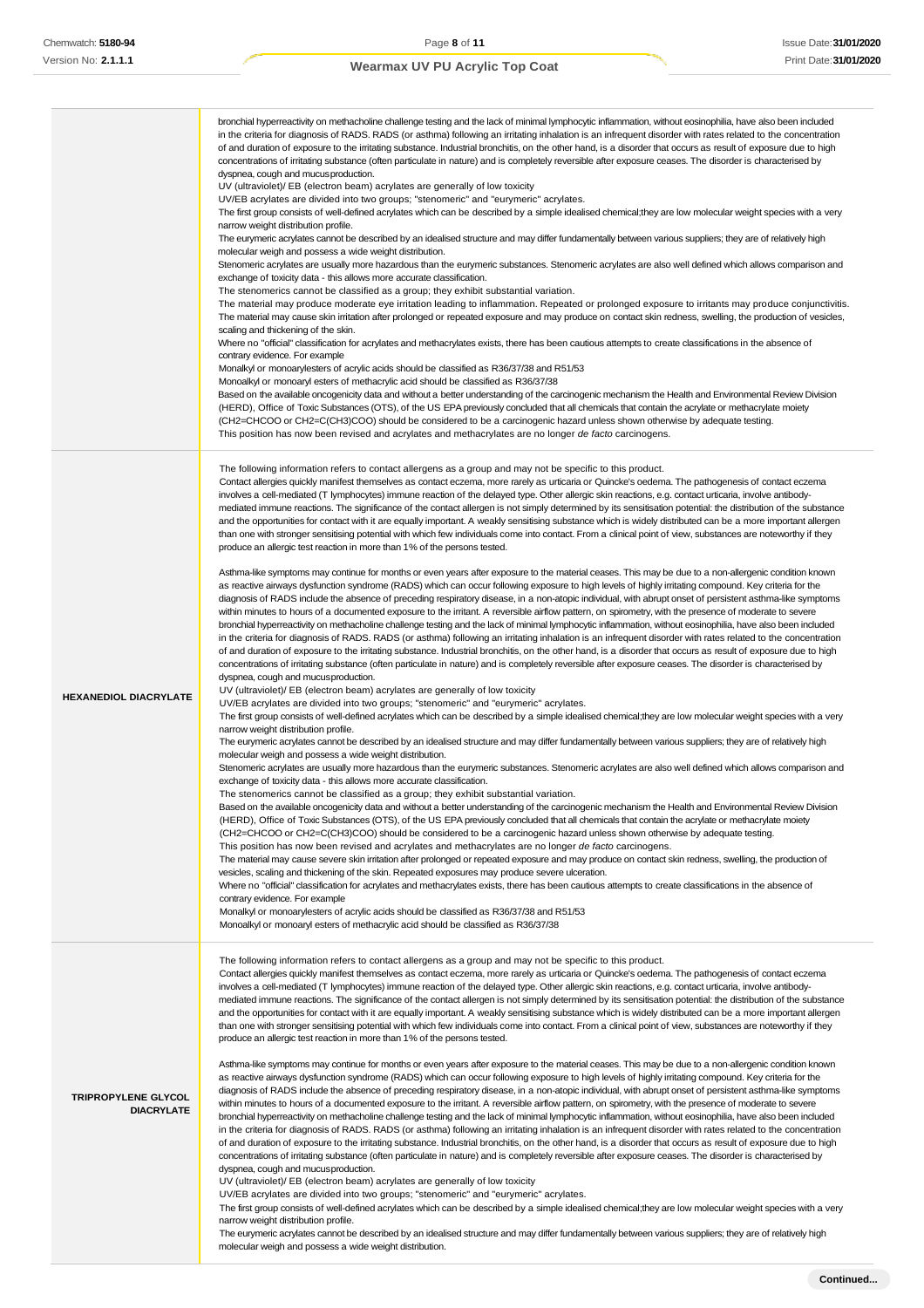| | |
|---|---|
| | bronchial hyperreactivity on methacholine challenge testing and the lack of minimal lymphocytic inflammation, without eosinophilia, have also been included in the criteria for diagnosis of RADS. RADS (or asthma) following an irritating inhalation is an infrequent disorder with rates related to the concentration of and duration of exposure to the irritating substance. Industrial bronchitis, on the other hand, is a disorder that occurs as result of exposure due to high concentrations of irritating substance (often particulate in nature) and is completely reversible after exposure ceases. The disorder is characterised by dyspnea, cough and mucus production.<br>UV (ultraviolet)/ EB (electron beam) acrylates are generally of low toxicity<br>UV/EB acrylates are divided into two groups; "stenomeric" and "eurymeric" acrylates.<br>The first group consists of well-defined acrylates which can be described by a simple idealised chemical;they are low molecular weight species with a very narrow weight distribution profile.<br>The eurymeric acrylates cannot be described by an idealised structure and may differ fundamentally between various suppliers; they are of relatively high molecular weigh and possess a wide weight distribution.<br>Stenomeric acrylates are usually more hazardous than the eurymeric substances. Stenomeric acrylates are also well defined which allows comparison and exchange of toxicity data - this allows more accurate classification.<br>The stenomerics cannot be classified as a group; they exhibit substantial variation.<br>The material may produce moderate eye irritation leading to inflammation. Repeated or prolonged exposure to irritants may produce conjunctivitis.<br>The material may cause skin irritation after prolonged or repeated exposure and may produce on contact skin redness, swelling, the production of vesicles, scaling and thickening of the skin.<br>Where no "official" classification for acrylates and methacrylates exists, there has been cautious attempts to create classifications in the absence of contrary evidence. For example<br>Monalkyl or monoarylesters of acrylic acids should be classified as R36/37/38 and R51/53<br>Monoalkyl or monoaryl esters of methacrylic acid should be classified as R36/37/38<br>Based on the available oncogenicity data and without a better understanding of the carcinogenic mechanism the Health and Environmental Review Division (HERD), Office of Toxic Substances (OTS), of the US EPA previously concluded that all chemicals that contain the acrylate or methacrylate moiety (CH2=CHCOO or CH2=C(CH3)COO) should be considered to be a carcinogenic hazard unless shown otherwise by adequate testing.<br>This position has now been revised and acrylates and methacrylates are no longer *de facto* carcinogens. |
| **HEXANEDIOL DIACRYLATE** | The following information refers to contact allergens as a group and may not be specific to this product.<br>Contact allergies quickly manifest themselves as contact eczema, more rarely as urticaria or Quincke's oedema. The pathogenesis of contact eczema involves a cell-mediated (T lymphocytes) immune reaction of the delayed type. Other allergic skin reactions, e.g. contact urticaria, involve antibody-mediated immune reactions. The significance of the contact allergen is not simply determined by its sensitisation potential: the distribution of the substance and the opportunities for contact with it are equally important. A weakly sensitising substance which is widely distributed can be a more important allergen than one with stronger sensitising potential with which few individuals come into contact. From a clinical point of view, substances are noteworthy if they produce an allergic test reaction in more than 1% of the persons tested.<br><br>Asthma-like symptoms may continue for months or even years after exposure to the material ceases. This may be due to a non-allergenic condition known as reactive airways dysfunction syndrome (RADS) which can occur following exposure to high levels of highly irritating compound. Key criteria for the diagnosis of RADS include the absence of preceding respiratory disease, in a non-atopic individual, with abrupt onset of persistent asthma-like symptoms within minutes to hours of a documented exposure to the irritant. A reversible airflow pattern, on spirometry, with the presence of moderate to severe bronchial hyperreactivity on methacholine challenge testing and the lack of minimal lymphocytic inflammation, without eosinophilia, have also been included in the criteria for diagnosis of RADS. RADS (or asthma) following an irritating inhalation is an infrequent disorder with rates related to the concentration of and duration of exposure to the irritating substance. Industrial bronchitis, on the other hand, is a disorder that occurs as result of exposure due to high concentrations of irritating substance (often particulate in nature) and is completely reversible after exposure ceases. The disorder is characterised by dyspnea, cough and mucus production.<br>UV (ultraviolet)/ EB (electron beam) acrylates are generally of low toxicity<br>UV/EB acrylates are divided into two groups; "stenomeric" and "eurymeric" acrylates.<br>The first group consists of well-defined acrylates which can be described by a simple idealised chemical;they are low molecular weight species with a very narrow weight distribution profile.<br>The eurymeric acrylates cannot be described by an idealised structure and may differ fundamentally between various suppliers; they are of relatively high molecular weigh and possess a wide weight distribution.<br>Stenomeric acrylates are usually more hazardous than the eurymeric substances. Stenomeric acrylates are also well defined which allows comparison and exchange of toxicity data - this allows more accurate classification.<br>The stenomerics cannot be classified as a group; they exhibit substantial variation.<br>Based on the available oncogenicity data and without a better understanding of the carcinogenic mechanism the Health and Environmental Review Division (HERD), Office of Toxic Substances (OTS), of the US EPA previously concluded that all chemicals that contain the acrylate or methacrylate moiety (CH2=CHCOO or CH2=C(CH3)COO) should be considered to be a carcinogenic hazard unless shown otherwise by adequate testing.<br>This position has now been revised and acrylates and methacrylates are no longer *de facto* carcinogens.<br>The material may cause severe skin irritation after prolonged or repeated exposure and may produce on contact skin redness, swelling, the production of vesicles, scaling and thickening of the skin. Repeated exposures may produce severe ulceration.<br>Where no "official" classification for acrylates and methacrylates exists, there has been cautious attempts to create classifications in the absence of contrary evidence. For example<br>Monalkyl or monoarylesters of acrylic acids should be classified as R36/37/38 and R51/53<br>Monoalkyl or monoaryl esters of methacrylic acid should be classified as R36/37/38 |
| **TRIPROPYLENE GLYCOL DIACRYLATE** | The following information refers to contact allergens as a group and may not be specific to this product.<br>Contact allergies quickly manifest themselves as contact eczema, more rarely as urticaria or Quincke's oedema. The pathogenesis of contact eczema involves a cell-mediated (T lymphocytes) immune reaction of the delayed type. Other allergic skin reactions, e.g. contact urticaria, involve antibody-mediated immune reactions. The significance of the contact allergen is not simply determined by its sensitisation potential: the distribution of the substance and the opportunities for contact with it are equally important. A weakly sensitising substance which is widely distributed can be a more important allergen than one with stronger sensitising potential with which few individuals come into contact. From a clinical point of view, substances are noteworthy if they produce an allergic test reaction in more than 1% of the persons tested.<br><br>Asthma-like symptoms may continue for months or even years after exposure to the material ceases. This may be due to a non-allergenic condition known as reactive airways dysfunction syndrome (RADS) which can occur following exposure to high levels of highly irritating compound. Key criteria for the diagnosis of RADS include the absence of preceding respiratory disease, in a non-atopic individual, with abrupt onset of persistent asthma-like symptoms within minutes to hours of a documented exposure to the irritant. A reversible airflow pattern, on spirometry, with the presence of moderate to severe bronchial hyperreactivity on methacholine challenge testing and the lack of minimal lymphocytic inflammation, without eosinophilia, have also been included in the criteria for diagnosis of RADS. RADS (or asthma) following an irritating inhalation is an infrequent disorder with rates related to the concentration of and duration of exposure to the irritating substance. Industrial bronchitis, on the other hand, is a disorder that occurs as result of exposure due to high concentrations of irritating substance (often particulate in nature) and is completely reversible after exposure ceases. The disorder is characterised by dyspnea, cough and mucus production.<br>UV (ultraviolet)/ EB (electron beam) acrylates are generally of low toxicity<br>UV/EB acrylates are divided into two groups; "stenomeric" and "eurymeric" acrylates.<br>The first group consists of well-defined acrylates which can be described by a simple idealised chemical;they are low molecular weight species with a very narrow weight distribution profile.<br>The eurymeric acrylates cannot be described by an idealised structure and may differ fundamentally between various suppliers; they are of relatively high molecular weigh and possess a wide weight distribution. |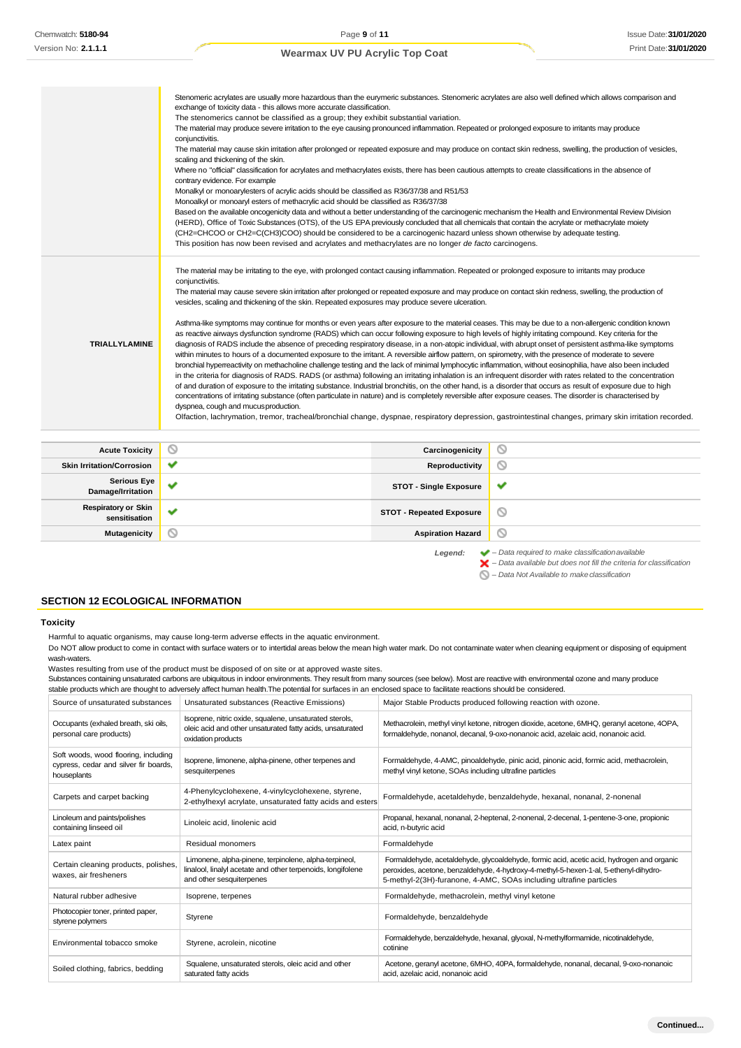| | |
|---|---|
| | Stenomeric acrylates are usually more hazardous than the eurymeric substances. Stenomeric acrylates are also well defined which allows comparison and exchange of toxicity data - this allows more accurate classification.<br>The stenomerics cannot be classified as a group; they exhibit substantial variation.<br>The material may produce severe irritation to the eye causing pronounced inflammation. Repeated or prolonged exposure to irritants may produce conjunctivitis.<br>The material may cause skin irritation after prolonged or repeated exposure and may produce on contact skin redness, swelling, the production of vesicles, scaling and thickening of the skin.<br>Where no "official" classification for acrylates and methacrylates exists, there has been cautious attempts to create classifications in the absence of contrary evidence. For example<br>Monalkyl or monoarylesters of acrylic acids should be classified as R36/37/38 and R51/53<br>Monoalkyl or monoaryl esters of methacrylic acid should be classified as R36/37/38<br>Based on the available oncogenicity data and without a better understanding of the carcinogenic mechanism the Health and Environmental Review Division (HERD), Office of Toxic Substances (OTS), of the US EPA previously concluded that all chemicals that contain the acrylate or methacrylate moiety (CH2=CHCOO or CH2=C(CH3)COO) should be considered to be a carcinogenic hazard unless shown otherwise by adequate testing.<br>This position has now been revised and acrylates and methacrylates are no longer *de facto* carcinogens. |
| **TRIALLYLAMINE** | The material may be irritating to the eye, with prolonged contact causing inflammation. Repeated or prolonged exposure to irritants may produce conjunctivitis.<br>The material may cause severe skin irritation after prolonged or repeated exposure and may produce on contact skin redness, swelling, the production of vesicles, scaling and thickening of the skin. Repeated exposures may produce severe ulceration.<br><br>Asthma-like symptoms may continue for months or even years after exposure to the material ceases. This may be due to a non-allergenic condition known as reactive airways dysfunction syndrome (RADS) which can occur following exposure to high levels of highly irritating compound. Key criteria for the diagnosis of RADS include the absence of preceding respiratory disease, in a non-atopic individual, with abrupt onset of persistent asthma-like symptoms within minutes to hours of a documented exposure to the irritant. A reversible airflow pattern, on spirometry, with the presence of moderate to severe bronchial hyperreactivity on methacholine challenge testing and the lack of minimal lymphocytic inflammation, without eosinophilia, have also been included in the criteria for diagnosis of RADS. RADS (or asthma) following an irritating inhalation is an infrequent disorder with rates related to the concentration of and duration of exposure to the irritating substance. Industrial bronchitis, on the other hand, is a disorder that occurs as result of exposure due to high concentrations of irritating substance (often particulate in nature) and is completely reversible after exposure ceases. The disorder is characterised by dyspnea, cough and mucus production.<br>Olfaction, lachrymation, tremor, tracheal/bronchial change, dyspnae, respiratory depression, gastrointestinal changes, primary skin irritation recorded. |

| | | | |
|---|---|---|---|
| **Acute Toxicity** | ⊘ | **Carcinogenicity** | ⊘ |
| **Skin Irritation/Corrosion** | ✔ | **Reproductivity** | ⊘ |
| **Serious Eye Damage/Irritation** | ✔ | **STOT - Single Exposure** | ✔ |
| **Respiratory or Skin sensitisation** | ✔ | **STOT - Repeated Exposure** | ⊘ |
| **Mutagenicity** | ⊘ | **Aspiration Hazard** | ⊘ |

*Legend:*
✔ *– Data required to make classification available*
✘ *– Data available but does not fill the criteria for classification*
⊘ *– Data Not Available to make classification*

## SECTION 12 ECOLOGICAL INFORMATION

### Toxicity

Harmful to aquatic organisms, may cause long-term adverse effects in the aquatic environment.
Do NOT allow product to come in contact with surface waters or to intertidal areas below the mean high water mark. Do not contaminate water when cleaning equipment or disposing of equipment wash-waters.
Wastes resulting from use of the product must be disposed of on site or at approved waste sites.
Substances containing unsaturated carbons are ubiquitous in indoor environments. They result from many sources (see below). Most are reactive with environmental ozone and many produce stable products which are thought to adversely affect human health.The potential for surfaces in an enclosed space to facilitate reactions should be considered.

| Source of unsaturated substances | Unsaturated substances (Reactive Emissions) | Major Stable Products produced following reaction with ozone. |
|---|---|---|
| Occupants (exhaled breath, ski oils, personal care products) | Isoprene, nitric oxide, squalene, unsaturated sterols, oleic acid and other unsaturated fatty acids, unsaturated oxidation products | Methacrolein, methyl vinyl ketone, nitrogen dioxide, acetone, 6MHQ, geranyl acetone, 4OPA, formaldehyde, nonanol, decanal, 9-oxo-nonanoic acid, azelaic acid, nonanoic acid. |
| Soft woods, wood flooring, including cypress, cedar and silver fir boards, houseplants | Isoprene, limonene, alpha-pinene, other terpenes and sesquiterpenes | Formaldehyde, 4-AMC, pinoaldehyde, pinic acid, pinonic acid, formic acid, methacrolein, methyl vinyl ketone, SOAs including ultrafine particles |
| Carpets and carpet backing | 4-Phenylcyclohexene, 4-vinylcyclohexene, styrene, 2-ethylhexyl acrylate, unsaturated fatty acids and esters | Formaldehyde, acetaldehyde, benzaldehyde, hexanal, nonanal, 2-nonenal |
| Linoleum and paints/polishes containing linseed oil | Linoleic acid, linolenic acid | Propanal, hexanal, nonanal, 2-heptenal, 2-nonenal, 2-decenal, 1-pentene-3-one, propionic acid, n-butyric acid |
| Latex paint | Residual monomers | Formaldehyde |
| Certain cleaning products, polishes, waxes, air fresheners | Limonene, alpha-pinene, terpinolene, alpha-terpineol, linalool, linalyl acetate and other terpenoids, longifolene and other sesquiterpenes | Formaldehyde, acetaldehyde, glycoaldehyde, formic acid, acetic acid, hydrogen and organic peroxides, acetone, benzaldehyde, 4-hydroxy-4-methyl-5-hexen-1-al, 5-ethenyl-dihydro-5-methyl-2(3H)-furanone, 4-AMC, SOAs including ultrafine particles |
| Natural rubber adhesive | Isoprene, terpenes | Formaldehyde, methacrolein, methyl vinyl ketone |
| Photocopier toner, printed paper, styrene polymers | Styrene | Formaldehyde, benzaldehyde |
| Environmental tobacco smoke | Styrene, acrolein, nicotine | Formaldehyde, benzaldehyde, hexanal, glyoxal, N-methylformamide, nicotinaldehyde, cotinine |
| Soiled clothing, fabrics, bedding | Squalene, unsaturated sterols, oleic acid and other saturated fatty acids | Acetone, geranyl acetone, 6MHO, 40PA, formaldehyde, nonanal, decanal, 9-oxo-nonanoic acid, azelaic acid, nonanoic acid |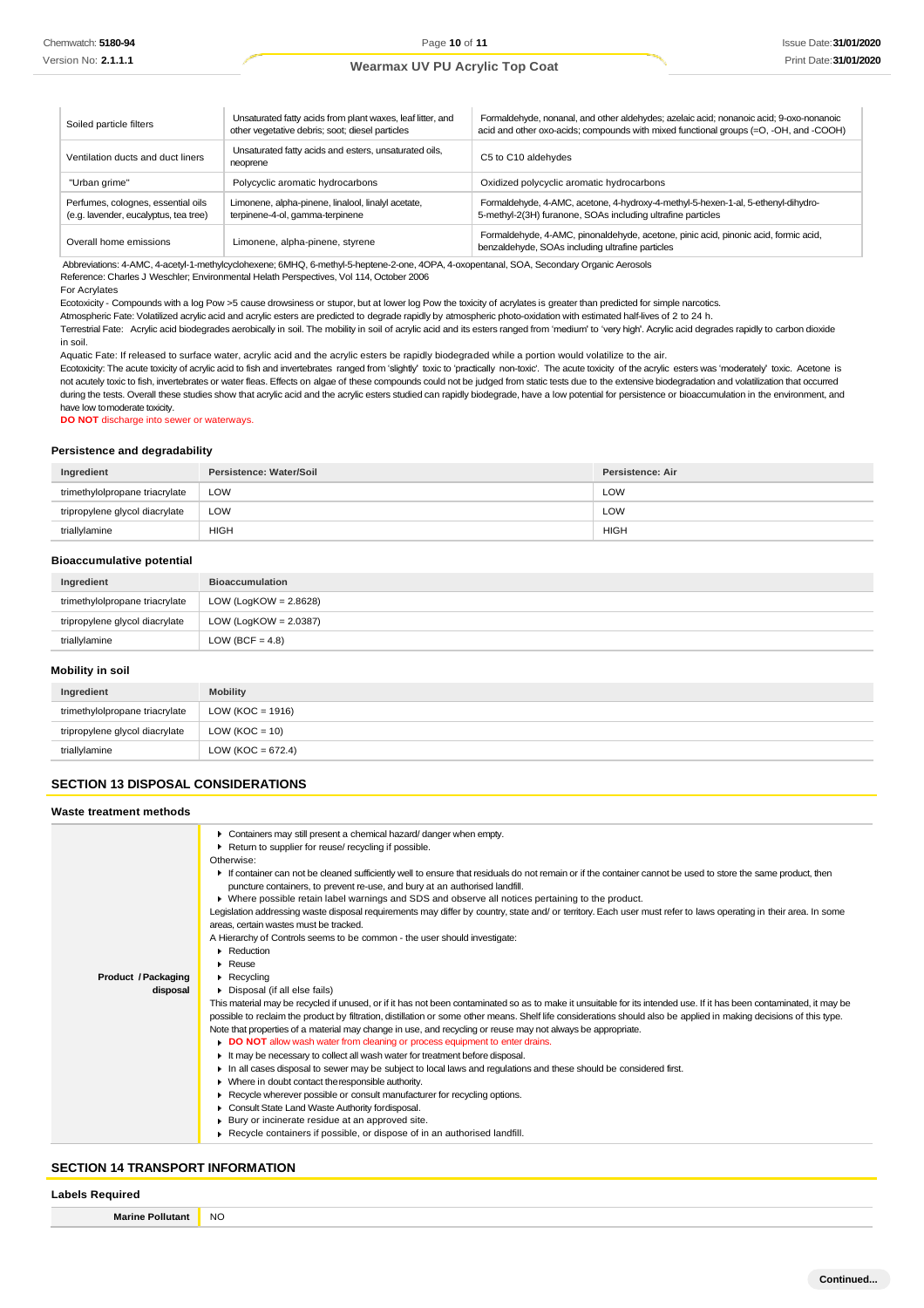| Soiled particle filters | Unsaturated fatty acids from plant waxes, leaf litter, and other vegetative debris; soot; diesel particles | Formaldehyde, nonanal, and other aldehydes; azelaic acid; nonanoic acid; 9-oxo-nonanoic acid and other oxo-acids; compounds with mixed functional groups (=O, -OH, and -COOH) |
|---|---|---|
| Ventilation ducts and duct liners | Unsaturated fatty acids and esters, unsaturated oils, neoprene | C5 to C10 aldehydes |
| "Urban grime" | Polycyclic aromatic hydrocarbons | Oxidized polycyclic aromatic hydrocarbons |
| Perfumes, colognes, essential oils (e.g. lavender, eucalyptus, tea tree) | Limonene, alpha-pinene, linalool, linalyl acetate, terpinene-4-ol, gamma-terpinene | Formaldehyde, 4-AMC, acetone, 4-hydroxy-4-methyl-5-hexen-1-al, 5-ethenyl-dihydro-5-methyl-2(3H) furanone, SOAs including ultrafine particles |
| Overall home emissions | Limonene, alpha-pinene, styrene | Formaldehyde, 4-AMC, pinonaldehyde, acetone, pinic acid, pinonic acid, formic acid, benzaldehyde, SOAs including ultrafine particles |

Abbreviations: 4-AMC, 4-acetyl-1-methylcyclohexene; 6MHQ, 6-methyl-5-heptene-2-one, 4OPA, 4-oxopentanal, SOA, Secondary Organic Aerosols
Reference: Charles J Weschler; Environmental Helath Perspectives, Vol 114, October 2006
For Acrylates
Ecotoxicity - Compounds with a log Pow >5 cause drowsiness or stupor, but at lower log Pow the toxicity of acrylates is greater than predicted for simple narcotics.
Atmospheric Fate: Volatilized acrylic acid and acrylic esters are predicted to degrade rapidly by atmospheric photo-oxidation with estimated half-lives of 2 to 24 h.
Terrestrial Fate: Acrylic acid biodegrades aerobically in soil. The mobility in soil of acrylic acid and its esters ranged from 'medium' to 'very high'. Acrylic acid degrades rapidly to carbon dioxide in soil.
Aquatic Fate: If released to surface water, acrylic acid and the acrylic esters be rapidly biodegraded while a portion would volatilize to the air.
Ecotoxicity: The acute toxicity of acrylic acid to fish and invertebrates ranged from 'slightly' toxic to 'practically non-toxic'. The acute toxicity of the acrylic esters was 'moderately' toxic. Acetone is not acutely toxic to fish, invertebrates or water fleas. Effects on algae of these compounds could not be judged from static tests due to the extensive biodegradation and volatilization that occurred during the tests. Overall these studies show that acrylic acid and the acrylic esters studied can rapidly biodegrade, have a low potential for persistence or bioaccumulation in the environment, and have low to moderate toxicity.
**DO NOT** discharge into sewer or waterways.

### Persistence and degradability

| Ingredient | Persistence: Water/Soil | Persistence: Air |
|---|---|---|
| trimethylolpropane triacrylate | LOW | LOW |
| tripropylene glycol diacrylate | LOW | LOW |
| triallylamine | HIGH | HIGH |

### Bioaccumulative potential

| Ingredient | Bioaccumulation |
|---|---|
| trimethylolpropane triacrylate | LOW (LogKOW = 2.8628) |
| tripropylene glycol diacrylate | LOW (LogKOW = 2.0387) |
| triallylamine | LOW (BCF = 4.8) |

### Mobility in soil

| Ingredient | Mobility |
|---|---|
| trimethylolpropane triacrylate | LOW (KOC = 1916) |
| tripropylene glycol diacrylate | LOW (KOC = 10) |
| triallylamine | LOW (KOC = 672.4) |

## SECTION 13 DISPOSAL CONSIDERATIONS

### Waste treatment methods

| | |
|---|---|
| **Product / Packaging disposal** | ▸ Containers may still present a chemical hazard/ danger when empty.<br>▸ Return to supplier for reuse/ recycling if possible.<br>Otherwise:<br>▸ If container can not be cleaned sufficiently well to ensure that residuals do not remain or if the container cannot be used to store the same product, then puncture containers, to prevent re-use, and bury at an authorised landfill.<br>▸ Where possible retain label warnings and SDS and observe all notices pertaining to the product.<br>Legislation addressing waste disposal requirements may differ by country, state and/ or territory. Each user must refer to laws operating in their area. In some areas, certain wastes must be tracked.<br>A Hierarchy of Controls seems to be common - the user should investigate:<br>▸ Reduction<br>▸ Reuse<br>▸ Recycling<br>▸ Disposal (if all else fails)<br>This material may be recycled if unused, or if it has not been contaminated so as to make it unsuitable for its intended use. If it has been contaminated, it may be possible to reclaim the product by filtration, distillation or some other means. Shelf life considerations should also be applied in making decisions of this type. Note that properties of a material may change in use, and recycling or reuse may not always be appropriate.<br>▸ **DO NOT** allow wash water from cleaning or process equipment to enter drains.<br>▸ It may be necessary to collect all wash water for treatment before disposal.<br>▸ In all cases disposal to sewer may be subject to local laws and regulations and these should be considered first.<br>▸ Where in doubt contact the responsible authority.<br>▸ Recycle wherever possible or consult manufacturer for recycling options.<br>▸ Consult State Land Waste Authority for disposal.<br>▸ Bury or incinerate residue at an approved site.<br>▸ Recycle containers if possible, or dispose of in an authorised landfill. |

## SECTION 14 TRANSPORT INFORMATION

### Labels Required

| | |
|---|---|
| **Marine Pollutant** | NO |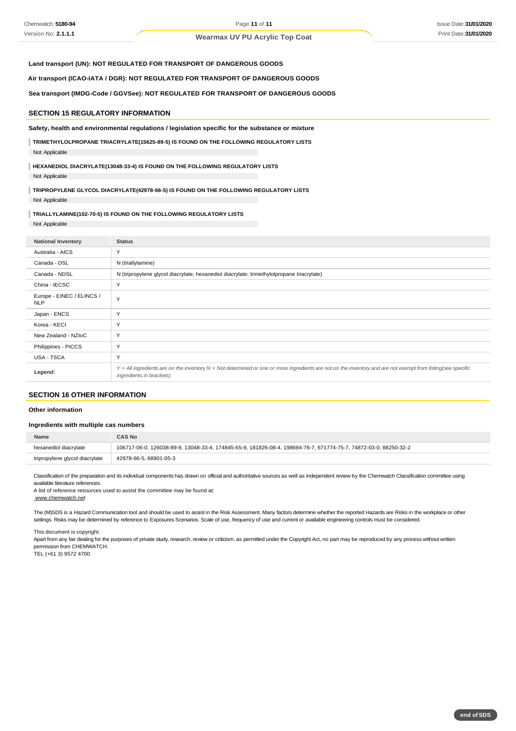**Land transport (UN): NOT REGULATED FOR TRANSPORT OF DANGEROUS GOODS**

**Air transport (ICAO-IATA / DGR): NOT REGULATED FOR TRANSPORT OF DANGEROUS GOODS**

**Sea transport (IMDG-Code / GGVSee): NOT REGULATED FOR TRANSPORT OF DANGEROUS GOODS**

## SECTION 15 REGULATORY INFORMATION

**Safety, health and environmental regulations / legislation specific for the substance or mixture**

**TRIMETHYLOLPROPANE TRIACRYLATE(15625-89-5) IS FOUND ON THE FOLLOWING REGULATORY LISTS**

Not Applicable

**HEXANEDIOL DIACRYLATE(13048-33-4) IS FOUND ON THE FOLLOWING REGULATORY LISTS**

Not Applicable

**TRIPROPYLENE GLYCOL DIACRYLATE(42978-66-5) IS FOUND ON THE FOLLOWING REGULATORY LISTS**

Not Applicable

**TRIALLYLAMINE(102-70-5) IS FOUND ON THE FOLLOWING REGULATORY LISTS**

Not Applicable

| National Inventory | Status |
|---|---|
| Australia - AICS | Y |
| Canada - DSL | N (triallylamine) |
| Canada - NDSL | N (tripropylene glycol diacrylate; hexanediol diacrylate; trimethylolpropane triacrylate) |
| China - IECSC | Y |
| Europe - EINEC / ELINCS / NLP | Y |
| Japan - ENCS | Y |
| Korea - KECI | Y |
| New Zealand - NZIoC | Y |
| Philippines - PICCS | Y |
| USA - TSCA | Y |
| *Legend:* | *Y = All ingredients are on the inventory N = Not determined or one or more ingredients are not on the inventory and are not exempt from listing(see specific ingredients in brackets)* |

## SECTION 16 OTHER INFORMATION

### Other information

### Ingredients with multiple cas numbers

| Name | CAS No |
|---|---|
| hexanediol diacrylate | 106717-06-0, 126038-89-9, 13048-33-4, 174845-65-9, 181826-08-4, 198694-76-7, 671774-75-7, 74872-03-0, 88250-32-2 |
| tripropylene glycol diacrylate | 42978-66-5, 68901-05-3 |

Classification of the preparation and its individual components has drawn on official and authoritative sources as well as independent review by the Chemwatch Classification committee using available literature references.
A list of reference resources used to assist the committee may be found at:
www.chemwatch.net

The (M)SDS is a Hazard Communication tool and should be used to assist in the Risk Assessment. Many factors determine whether the reported Hazards are Risks in the workplace or other settings. Risks may be determined by reference to Exposures Scenarios. Scale of use, frequency of use and current or available engineering controls must be considered.

This document is copyright.
Apart from any fair dealing for the purposes of private study, research, review or criticism, as permitted under the Copyright Act, no part may be reproduced by any process without written permission from CHEMWATCH.
TEL (+61 3) 9572 4700.

end of SDS